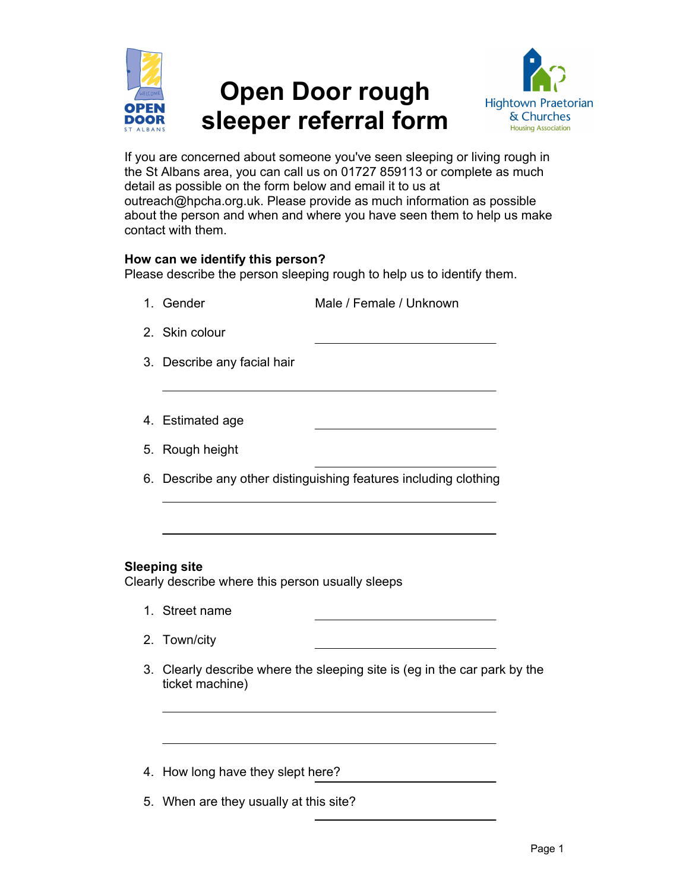# Open Door rough sleeper referral form

If you are concerned about someone you've seen sleeping or living rough in the St Albans area, you can call us on 01727 859113 or complete as much detail as possible on the form below and email it to us at outreach@hpcha.org.uk. Please provide as much information as possible about the person and when and where you have seen them to help us make contact with them.

**How can we identify this person?**
Please describe the person sleeping rough to help us to identify them.

1. Gender Male / Female / Unknown
2. Skin colour ____________________
3. Describe any facial hair ____________________
4. Estimated age ____________________
5. Rough height ____________________
6. Describe any other distinguishing features including clothing ____________________ ____________________

**Sleeping site**
Clearly describe where this person usually sleeps

1. Street name ____________________
2. Town/city ____________________
3. Clearly describe where the sleeping site is (eg in the car park by the ticket machine) ____________________ ____________________
4. How long have they slept here? ____________________
5. When are they usually at this site? ____________________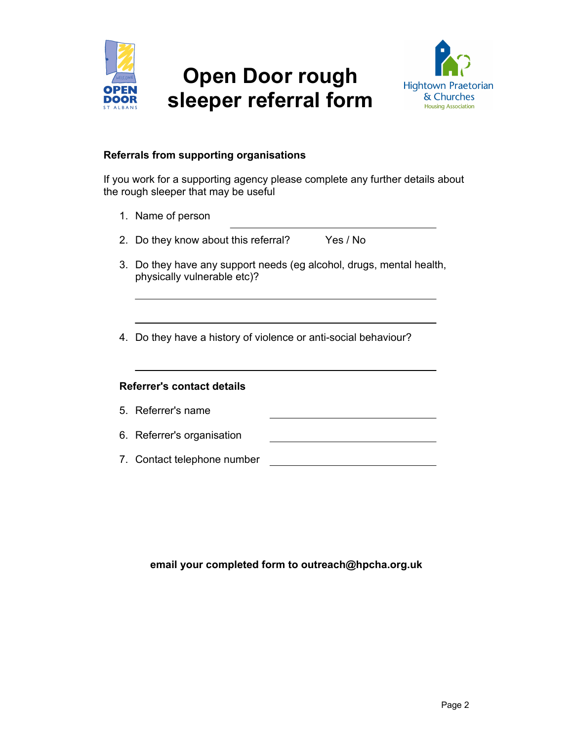# Open Door rough sleeper referral form

**Referrals from supporting organisations**

If you work for a supporting agency please complete any further details about the rough sleeper that may be useful

1. Name of person ______________________________
2. Do they know about this referral? Yes / No
3. Do they have any support needs (eg alcohol, drugs, mental health, physically vulnerable etc)?

   ______________________________

   ______________________________
4. Do they have a history of violence or anti-social behaviour?

   ______________________________

**Referrer's contact details**

5. Referrer's name ______________________________
6. Referrer's organisation ______________________________
7. Contact telephone number ______________________________

**email your completed form to outreach@hpcha.org.uk**